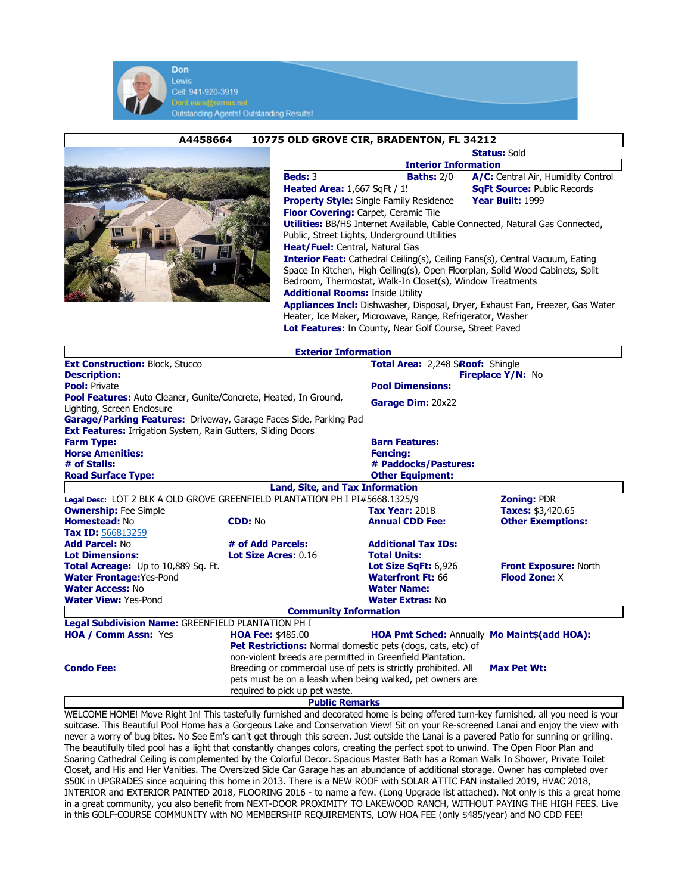Don
Lewis
Cell: 941-920-3919
DonLewis@remax.net
Outstanding Agents! Outstanding Results!

## A4458664 10775 OLD GROVE CIR, BRADENTON, FL 34212

**Status:** Sold

### Interior Information

**Beds:** 3 **Baths:** 2/0 **A/C:** Central Air, Humidity Control
**Heated Area:** 1,667 SqFt / 1! **SqFt Source:** Public Records
**Property Style:** Single Family Residence **Year Built:** 1999
**Floor Covering:** Carpet, Ceramic Tile
**Utilities:** BB/HS Internet Available, Cable Connected, Natural Gas Connected, Public, Street Lights, Underground Utilities
**Heat/Fuel:** Central, Natural Gas
**Interior Feat:** Cathedral Ceiling(s), Ceiling Fans(s), Central Vacuum, Eating Space In Kitchen, High Ceiling(s), Open Floorplan, Solid Wood Cabinets, Split Bedroom, Thermostat, Walk-In Closet(s), Window Treatments
**Additional Rooms:** Inside Utility
**Appliances Incl:** Dishwasher, Disposal, Dryer, Exhaust Fan, Freezer, Gas Water Heater, Ice Maker, Microwave, Range, Refrigerator, Washer
**Lot Features:** In County, Near Golf Course, Street Paved

### Exterior Information

**Ext Construction:** Block, Stucco
**Total Area:** 2,248 S **Roof:** Shingle
**Description:**
**Fireplace Y/N:** No
**Pool:** Private
**Pool Dimensions:**
**Pool Features:** Auto Cleaner, Gunite/Concrete, Heated, In Ground, Lighting, Screen Enclosure
**Garage Dim:** 20x22
**Garage/Parking Features:** Driveway, Garage Faces Side, Parking Pad
**Ext Features:** Irrigation System, Rain Gutters, Sliding Doors
**Farm Type:**
**Barn Features:**
**Horse Amenities:**
**Fencing:**
**# of Stalls:**
**# Paddocks/Pastures:**
**Road Surface Type:**
**Other Equipment:**

### Land, Site, and Tax Information

**Legal Desc:** LOT 2 BLK A OLD GROVE GREENFIELD PLANTATION PH I PI#5668.1325/9
**Zoning:** PDR
**Ownership:** Fee Simple
**Tax Year:** 2018
**Taxes:** $3,420.65
**Homestead:** No
**CDD:** No
**Annual CDD Fee:**
**Other Exemptions:**
**Tax ID:** 566813259
**Add Parcel:** No
**# of Add Parcels:**
**Additional Tax IDs:**
**Lot Dimensions:**
**Lot Size Acres:** 0.16
**Total Units:**
**Total Acreage:** Up to 10,889 Sq. Ft.
**Lot Size SqFt:** 6,926
**Front Exposure:** North
**Water Frontage:** Yes-Pond
**Waterfront Ft:** 66
**Flood Zone:** X
**Water Access:** No
**Water Name:**
**Water View:** Yes-Pond
**Water Extras:** No

### Community Information

**Legal Subdivision Name:** GREENFIELD PLANTATION PH I
**HOA / Comm Assn:** Yes
**HOA Fee:** $485.00
**HOA Pmt Sched:** Annually
**Mo Maint$(add HOA):**
**Pet Restrictions:** Normal domestic pets (dogs, cats, etc) of non-violent breeds are permitted in Greenfield Plantation. Breeding or commercial use of pets is strictly prohibited. All pets must be on a leash when being walked, pet owners are required to pick up pet waste.
**Condo Fee:**
**Max Pet Wt:**

### Public Remarks

WELCOME HOME! Move Right In! This tastefully furnished and decorated home is being offered turn-key furnished, all you need is your suitcase. This Beautiful Pool Home has a Gorgeous Lake and Conservation View! Sit on your Re-screened Lanai and enjoy the view with never a worry of bug bites. No See Em's can't get through this screen. Just outside the Lanai is a pavered Patio for sunning or grilling. The beautifully tiled pool has a light that constantly changes colors, creating the perfect spot to unwind. The Open Floor Plan and Soaring Cathedral Ceiling is complemented by the Colorful Decor. Spacious Master Bath has a Roman Walk In Shower, Private Toilet Closet, and His and Her Vanities. The Oversized Side Car Garage has an abundance of additional storage. Owner has completed over $50K in UPGRADES since acquiring this home in 2013. There is a NEW ROOF with SOLAR ATTIC FAN installed 2019, HVAC 2018, INTERIOR and EXTERIOR PAINTED 2018, FLOORING 2016 - to name a few. (Long Upgrade list attached). Not only is this a great home in a great community, you also benefit from NEXT-DOOR PROXIMITY TO LAKEWOOD RANCH, WITHOUT PAYING THE HIGH FEES. Live in this GOLF-COURSE COMMUNITY with NO MEMBERSHIP REQUIREMENTS, LOW HOA FEE (only $485/year) and NO CDD FEE!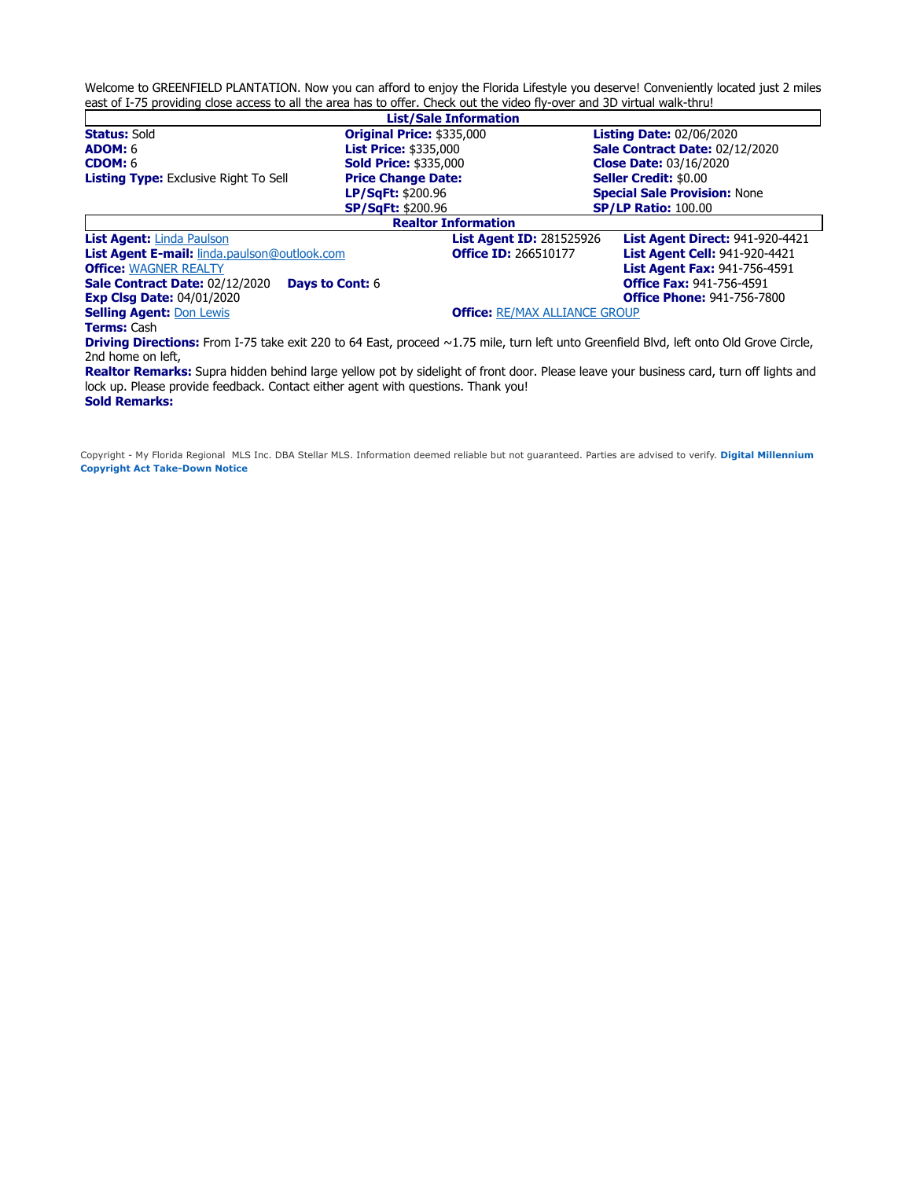Welcome to GREENFIELD PLANTATION. Now you can afford to enjoy the Florida Lifestyle you deserve! Conveniently located just 2 miles east of I-75 providing close access to all the area has to offer. Check out the video fly-over and 3D virtual walk-thru!

## List/Sale Information

| | | |
|---|---|---|
| **Status:** Sold | **Original Price:** $335,000 | **Listing Date:** 02/06/2020 |
| **ADOM:** 6 | **List Price:** $335,000 | **Sale Contract Date:** 02/12/2020 |
| **CDOM:** 6 | **Sold Price:** $335,000 | **Close Date:** 03/16/2020 |
| **Listing Type:** Exclusive Right To Sell | **Price Change Date:** | **Seller Credit:** $0.00 |
| | **LP/SqFt:** $200.96 | **Special Sale Provision:** None |
| | **SP/SqFt:** $200.96 | **SP/LP Ratio:** 100.00 |

## Realtor Information

| | | |
|---|---|---|
| **List Agent:** Linda Paulson | **List Agent ID:** 281525926 | **List Agent Direct:** 941-920-4421 |
| **List Agent E-mail:** linda.paulson@outlook.com | **Office ID:** 266510177 | **List Agent Cell:** 941-920-4421 |
| **Office:** WAGNER REALTY | | **List Agent Fax:** 941-756-4591 |
| **Sale Contract Date:** 02/12/2020 **Days to Cont:** 6 | | **Office Fax:** 941-756-4591 |
| **Exp Clsg Date:** 04/01/2020 | | **Office Phone:** 941-756-7800 |
| **Selling Agent:** Don Lewis | **Office:** RE/MAX ALLIANCE GROUP | |

**Terms:** Cash

**Driving Directions:** From I-75 take exit 220 to 64 East, proceed ~1.75 mile, turn left unto Greenfield Blvd, left onto Old Grove Circle, 2nd home on left,

**Realtor Remarks:** Supra hidden behind large yellow pot by sidelight of front door. Please leave your business card, turn off lights and lock up. Please provide feedback. Contact either agent with questions. Thank you!

**Sold Remarks:**

Copyright - My Florida Regional MLS Inc. DBA Stellar MLS. Information deemed reliable but not guaranteed. Parties are advised to verify. **Digital Millennium Copyright Act Take-Down Notice**